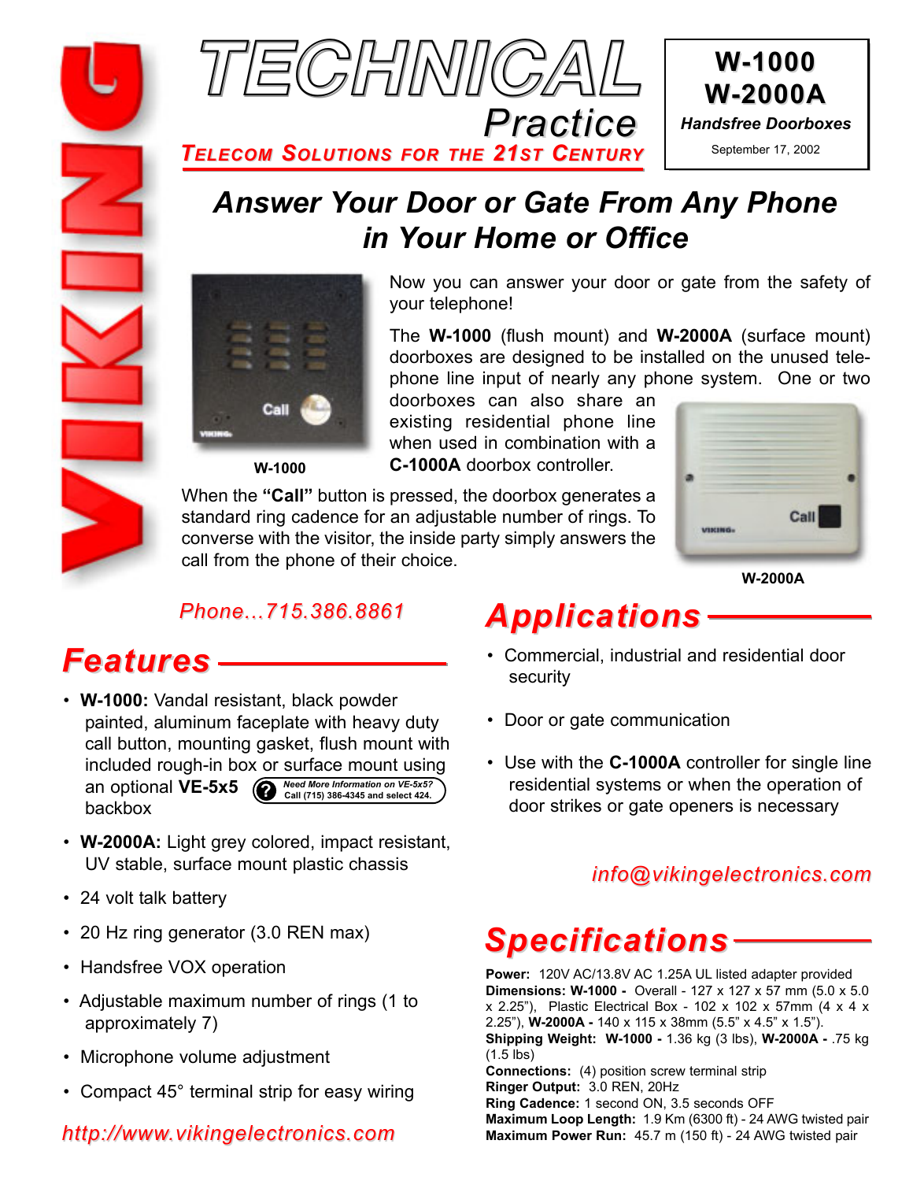# TECHNICAL Practice

TELECOM SOLUTIONS FOR THE 21ST CENTURY

**W-1000**
**W-2000A**
***Handsfree Doorboxes***
September 17, 2002

## *Answer Your Door or Gate From Any Phone in Your Home or Office*

**W-1000**

Now you can answer your door or gate from the safety of your telephone!

The **W-1000** (flush mount) and **W-2000A** (surface mount) doorboxes are designed to be installed on the unused telephone line input of nearly any phone system. One or two doorboxes can also share an existing residential phone line when used in combination with a **C-1000A** doorbox controller.

When the **"Call"** button is pressed, the doorbox generates a standard ring cadence for an adjustable number of rings. To converse with the visitor, the inside party simply answers the call from the phone of their choice.

**W-2000A**

*Phone...715.386.8861*

## Features

- **W-1000:** Vandal resistant, black powder painted, aluminum faceplate with heavy duty call button, mounting gasket, flush mount with included rough-in box or surface mount using an optional **VE-5x5** backbox *(Need More Information on VE-5x5? Call (715) 386-4345 and select 424.)*
- **W-2000A:** Light grey colored, impact resistant, UV stable, surface mount plastic chassis
- 24 volt talk battery
- 20 Hz ring generator (3.0 REN max)
- Handsfree VOX operation
- Adjustable maximum number of rings (1 to approximately 7)
- Microphone volume adjustment
- Compact 45° terminal strip for easy wiring

*http://www.vikingelectronics.com*

## Applications

- Commercial, industrial and residential door security
- Door or gate communication
- Use with the **C-1000A** controller for single line residential systems or when the operation of door strikes or gate openers is necessary

*info@vikingelectronics.com*

## Specifications

**Power:** 120V AC/13.8V AC 1.25A UL listed adapter provided
**Dimensions: W-1000 -** Overall - 127 x 127 x 57 mm (5.0 x 5.0 x 2.25"), Plastic Electrical Box - 102 x 102 x 57mm (4 x 4 x 2.25"), **W-2000A -** 140 x 115 x 38mm (5.5" x 4.5" x 1.5").
**Shipping Weight: W-1000 -** 1.36 kg (3 lbs), **W-2000A -** .75 kg (1.5 lbs)
**Connections:** (4) position screw terminal strip
**Ringer Output:** 3.0 REN, 20Hz
**Ring Cadence:** 1 second ON, 3.5 seconds OFF
**Maximum Loop Length:** 1.9 Km (6300 ft) - 24 AWG twisted pair
**Maximum Power Run:** 45.7 m (150 ft) - 24 AWG twisted pair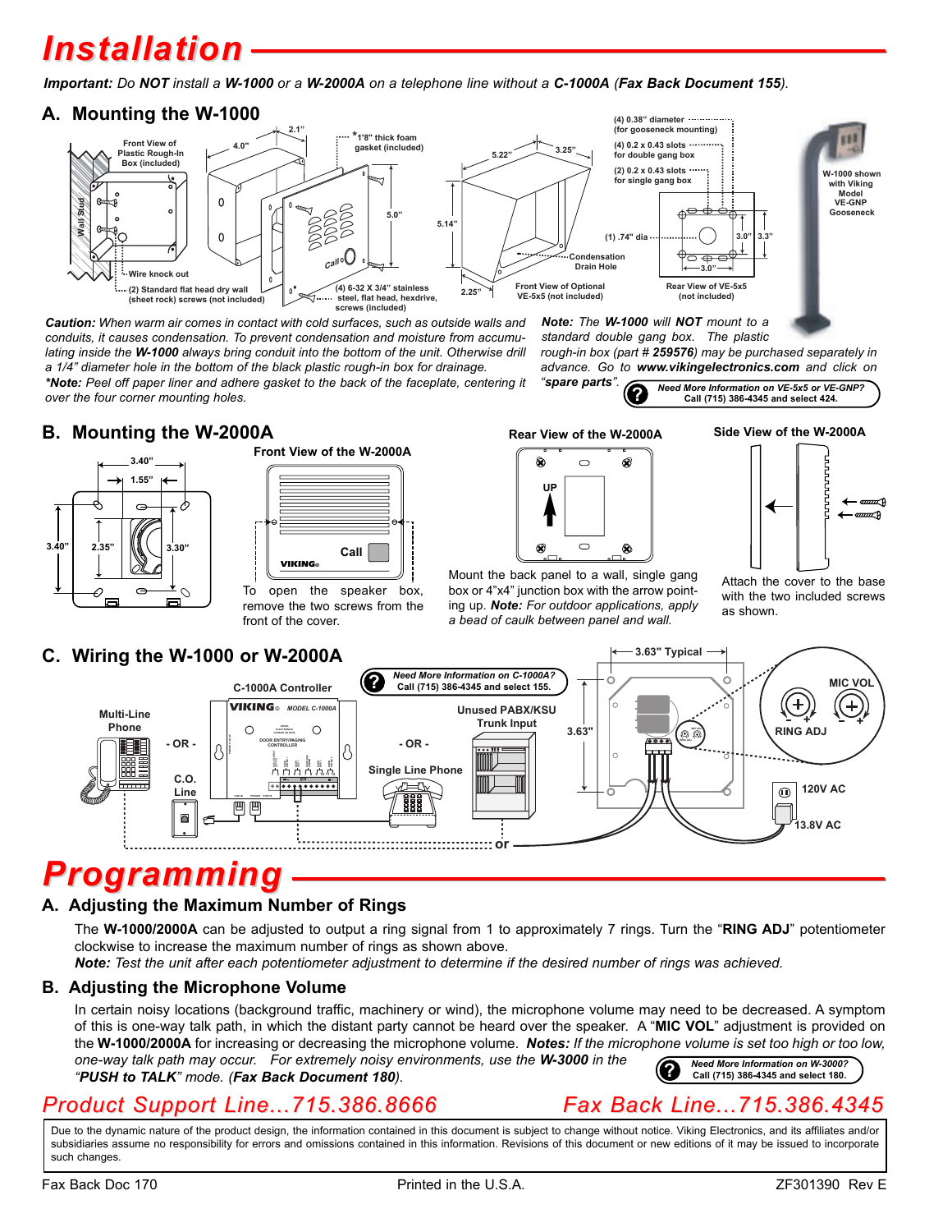# Installation

***Important:*** *Do* ***NOT*** *install a* ***W-1000*** *or a* ***W-2000A*** *on a telephone line without a* ***C-1000A*** *(****Fax Back Document 155****).*

## A. Mounting the W-1000

Front View of Plastic Rough-In Box (included)

Wall Stud

Wire knock out

(2) Standard flat head dry wall (sheet rock) screws (not included)

2.1"

4.0"

*1/8" thick foam gasket (included)

5.0"

(4) 6-32 X 3/4" stainless steel, flat head, hexdrive, screws (included)

5.22"

3.25"

5.14"

2.25"

Condensation Drain Hole

Front View of Optional VE-5x5 (not included)

(4) 0.38" diameter (for gooseneck mounting)

(4) 0.2 x 0.43 slots for double gang box

(2) 0.2 x 0.43 slots for single gang box

(1) .74" dia

3.0"

3.3"

3.0"

Rear View of VE-5x5 (not included)

W-1000 shown with Viking Model VE-GNP Gooseneck

***Caution:*** *When warm air comes in contact with cold surfaces, such as outside walls and conduits, it causes condensation. To prevent condensation and moisture from accumulating inside the* ***W-1000*** *always bring conduit into the bottom of the unit. Otherwise drill a 1/4" diameter hole in the bottom of the black plastic rough-in box for drainage.*

****Note:*** *Peel off paper liner and adhere gasket to the back of the faceplate, centering it over the four corner mounting holes.*

***Note:*** *The* ***W-1000*** *will* ***NOT*** *mount to a standard double gang box. The plastic rough-in box (part #* ***259576****) may be purchased separately in advance. Go to* ***www.vikingelectronics.com*** *and click on "****spare parts****".*

***Need More Information on VE-5x5 or VE-GNP?*** **Call (715) 386-4345 and select 424.**

## B. Mounting the W-2000A

3.40"

1.55"

3.40"

2.35"

3.30"

**Front View of the W-2000A**

Call

VIKING

To open the speaker box, remove the two screws from the front of the cover.

**Rear View of the W-2000A**

UP

Mount the back panel to a wall, single gang box or 4"x4" junction box with the arrow pointing up. ***Note:*** *For outdoor applications, apply a bead of caulk between panel and wall.*

**Side View of the W-2000A**

Attach the cover to the base with the two included screws as shown.

## C. Wiring the W-1000 or W-2000A

***Need More Information on C-1000A?*** **Call (715) 386-4345 and select 155.**

Multi-Line Phone

- OR -

C-1000A Controller

C.O. Line

- OR -

Unused PABX/KSU Trunk Input

Single Line Phone

or

3.63" Typical

3.63"

MIC VOL

RING ADJ

120V AC

13.8V AC

# Programming

## A. Adjusting the Maximum Number of Rings

The **W-1000/2000A** can be adjusted to output a ring signal from 1 to approximately 7 rings. Turn the "**RING ADJ**" potentiometer clockwise to increase the maximum number of rings as shown above.

***Note:*** *Test the unit after each potentiometer adjustment to determine if the desired number of rings was achieved.*

## B. Adjusting the Microphone Volume

In certain noisy locations (background traffic, machinery or wind), the microphone volume may need to be decreased. A symptom of this is one-way talk path, in which the distant party cannot be heard over the speaker. A "**MIC VOL**" adjustment is provided on the **W-1000/2000A** for increasing or decreasing the microphone volume. ***Notes:*** *If the microphone volume is set too high or too low, one-way talk path may occur. For extremely noisy environments, use the* ***W-3000*** *in the "****PUSH to TALK****" mode. (****Fax Back Document 180****).*

***Need More Information on W-3000?*** **Call (715) 386-4345 and select 180.**

*Product Support Line...715.386.8666* *Fax Back Line...715.386.4345*

Due to the dynamic nature of the product design, the information contained in this document is subject to change without notice. Viking Electronics, and its affiliates and/or subsidiaries assume no responsibility for errors and omissions contained in this information. Revisions of this document or new editions of it may be issued to incorporate such changes.

Fax Back Doc 170 Printed in the U.S.A. ZF301390 Rev E